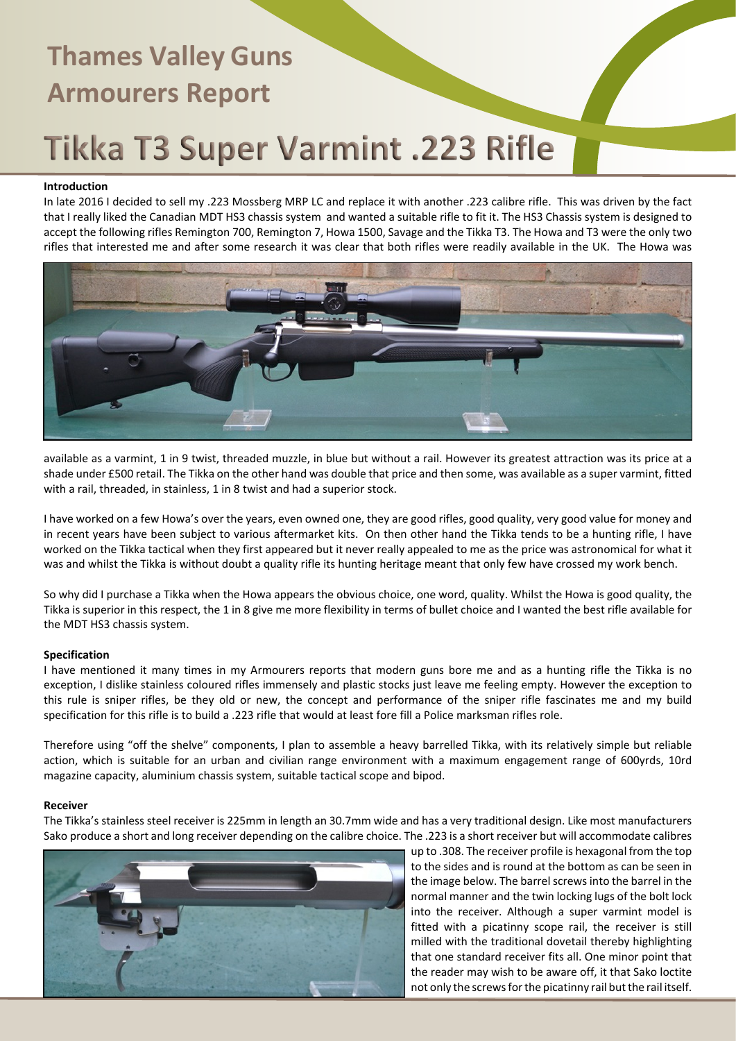# Thames Valley Guns Armourers Report

# Tikka T3 Super Varmint .223 Rifle

### Introduction

In late 2016 I decided to sell my .223 Mossberg MRP LC and replace it with another .223 calibre rifle. This was driven by the fact that I really liked the Canadian MDT HS3 chassis system and wanted a suitable rifle to fit it. The HS3 Chassis system is designed to accept the following rifles Remington 700, Remington 7, Howa 1500, Savage and the Tikka T3. The Howa and T3 were the only two rifles that interested me and after some research it was clear that both rifles were readily available in the UK. The Howa was available as a varmint, 1 in 9 twist, threaded muzzle, in blue but without a rail. However its greatest attraction was its price at a shade under £500 retail. The Tikka on the other hand was double that price and then some, was available as a super varmint, fitted with a rail, threaded, in stainless, 1 in 8 twist and had a superior stock.

I have worked on a few Howa's over the years, even owned one, they are good rifles, good quality, very good value for money and in recent years have been subject to various aftermarket kits. On then other hand the Tikka tends to be a hunting rifle, I have worked on the Tikka tactical when they first appeared but it never really appealed to me as the price was astronomical for what it was and whilst the Tikka is without doubt a quality rifle its hunting heritage meant that only few have crossed my work bench.

So why did I purchase a Tikka when the Howa appears the obvious choice, one word, quality. Whilst the Howa is good quality, the Tikka is superior in this respect, the 1 in 8 give me more flexibility in terms of bullet choice and I wanted the best rifle available for the MDT HS3 chassis system.

### Specification

I have mentioned it many times in my Armourers reports that modern guns bore me and as a hunting rifle the Tikka is no exception, I dislike stainless coloured rifles immensely and plastic stocks just leave me feeling empty. However the exception to this rule is sniper rifles, be they old or new, the concept and performance of the sniper rifle fascinates me and my build specification for this rifle is to build a .223 rifle that would at least fore fill a Police marksman rifles role.

Therefore using "off the shelve" components, I plan to assemble a heavy barrelled Tikka, with its relatively simple but reliable action, which is suitable for an urban and civilian range environment with a maximum engagement range of 600yrds, 10rd magazine capacity, aluminium chassis system, suitable tactical scope and bipod.

### Receiver

The Tikka's stainless steel receiver is 225mm in length an 30.7mm wide and has a very traditional design. Like most manufacturers Sako produce a short and long receiver depending on the calibre choice. The .223 is a short receiver but will accommodate calibres up to .308. The receiver profile is hexagonal from the top to the sides and is round at the bottom as can be seen in the image below. The barrel screws into the barrel in the normal manner and the twin locking lugs of the bolt lock into the receiver. Although a super varmint model is fitted with a picatinny scope rail, the receiver is still milled with the traditional dovetail thereby highlighting that one standard receiver fits all. One minor point that the reader may wish to be aware off, it that Sako loctite not only the screws for the picatinny rail but the rail itself.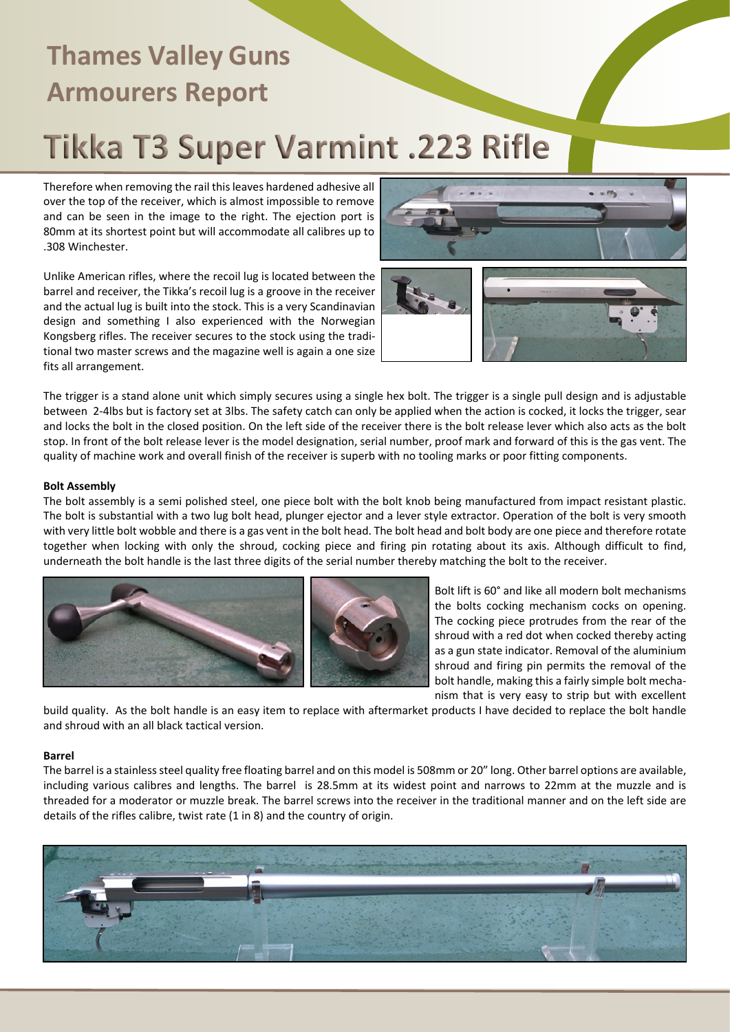Therefore when removing the rail this leaves hardened adhesive all over the top of the receiver, which is almost impossible to remove and can be seen in the image to the right. The ejection port is 80mm at its shortest point but will accommodate all calibres up to .308 Winchester.

Unlike American rifles, where the recoil lug is located between the barrel and receiver, the Tikka's recoil lug is a groove in the receiver and the actual lug is built into the stock. This is a very Scandinavian design and something I also experienced with the Norwegian Kongsberg rifles. The receiver secures to the stock using the traditional two master screws and the magazine well is again a one size fits all arrangement.

The trigger is a stand alone unit which simply secures using a single hex bolt. The trigger is a single pull design and is adjustable between 2-4lbs but is factory set at 3lbs. The safety catch can only be applied when the action is cocked, it locks the trigger, sear and locks the bolt in the closed position. On the left side of the receiver there is the bolt release lever which also acts as the bolt stop. In front of the bolt release lever is the model designation, serial number, proof mark and forward of this is the gas vent. The quality of machine work and overall finish of the receiver is superb with no tooling marks or poor fitting components.

**Bolt Assembly**

The bolt assembly is a semi polished steel, one piece bolt with the bolt knob being manufactured from impact resistant plastic. The bolt is substantial with a two lug bolt head, plunger ejector and a lever style extractor. Operation of the bolt is very smooth with very little bolt wobble and there is a gas vent in the bolt head. The bolt head and bolt body are one piece and therefore rotate together when locking with only the shroud, cocking piece and firing pin rotating about its axis. Although difficult to find, underneath the bolt handle is the last three digits of the serial number thereby matching the bolt to the receiver.

Bolt lift is 60° and like all modern bolt mechanisms the bolts cocking mechanism cocks on opening. The cocking piece protrudes from the rear of the shroud with a red dot when cocked thereby acting as a gun state indicator. Removal of the aluminium shroud and firing pin permits the removal of the bolt handle, making this a fairly simple bolt mechanism that is very easy to strip but with excellent build quality. As the bolt handle is an easy item to replace with aftermarket products I have decided to replace the bolt handle and shroud with an all black tactical version.

**Barrel**

The barrel is a stainless steel quality free floating barrel and on this model is 508mm or 20" long. Other barrel options are available, including various calibres and lengths. The barrel is 28.5mm at its widest point and narrows to 22mm at the muzzle and is threaded for a moderator or muzzle break. The barrel screws into the receiver in the traditional manner and on the left side are details of the rifles calibre, twist rate (1 in 8) and the country of origin.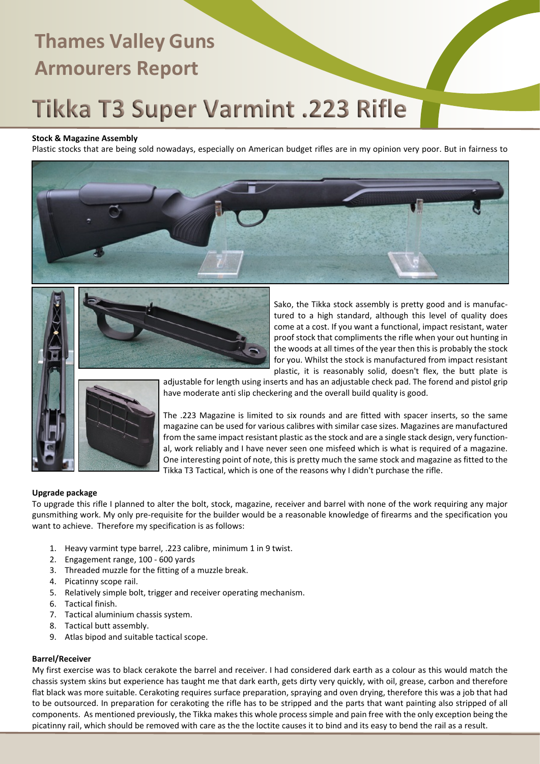# Thames Valley Guns Armourers Report

# Tikka T3 Super Varmint .223 Rifle

**Stock & Magazine Assembly**

Plastic stocks that are being sold nowadays, especially on American budget rifles are in my opinion very poor. But in fairness to Sako, the Tikka stock assembly is pretty good and is manufactured to a high standard, although this level of quality does come at a cost. If you want a functional, impact resistant, water proof stock that compliments the rifle when your out hunting in the woods at all times of the year then this is probably the stock for you. Whilst the stock is manufactured from impact resistant plastic, it is reasonably solid, doesn't flex, the butt plate is adjustable for length using inserts and has an adjustable check pad. The forend and pistol grip have moderate anti slip checkering and the overall build quality is good.

The .223 Magazine is limited to six rounds and are fitted with spacer inserts, so the same magazine can be used for various calibres with similar case sizes. Magazines are manufactured from the same impact resistant plastic as the stock and are a single stack design, very functional, work reliably and I have never seen one misfeed which is what is required of a magazine. One interesting point of note, this is pretty much the same stock and magazine as fitted to the Tikka T3 Tactical, which is one of the reasons why I didn't purchase the rifle.

**Upgrade package**

To upgrade this rifle I planned to alter the bolt, stock, magazine, receiver and barrel with none of the work requiring any major gunsmithing work. My only pre-requisite for the builder would be a reasonable knowledge of firearms and the specification you want to achieve. Therefore my specification is as follows:

1. Heavy varmint type barrel, .223 calibre, minimum 1 in 9 twist.
2. Engagement range, 100 - 600 yards
3. Threaded muzzle for the fitting of a muzzle break.
4. Picatinny scope rail.
5. Relatively simple bolt, trigger and receiver operating mechanism.
6. Tactical finish.
7. Tactical aluminium chassis system.
8. Tactical butt assembly.
9. Atlas bipod and suitable tactical scope.

**Barrel/Receiver**

My first exercise was to black cerakote the barrel and receiver. I had considered dark earth as a colour as this would match the chassis system skins but experience has taught me that dark earth, gets dirty very quickly, with oil, grease, carbon and therefore flat black was more suitable. Cerakoting requires surface preparation, spraying and oven drying, therefore this was a job that had to be outsourced. In preparation for cerakoting the rifle has to be stripped and the parts that want painting also stripped of all components. As mentioned previously, the Tikka makes this whole process simple and pain free with the only exception being the picatinny rail, which should be removed with care as the the loctite causes it to bind and its easy to bend the rail as a result.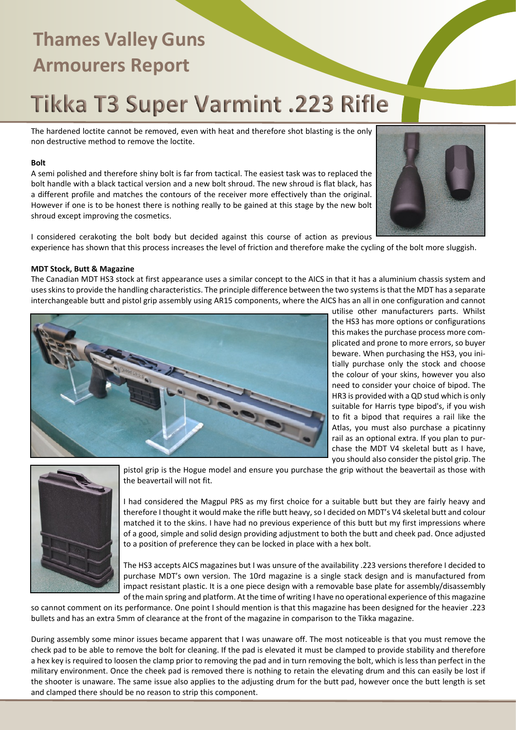The hardened loctite cannot be removed, even with heat and therefore shot blasting is the only non destructive method to remove the loctite.

**Bolt**

A semi polished and therefore shiny bolt is far from tactical. The easiest task was to replaced the bolt handle with a black tactical version and a new bolt shroud. The new shroud is flat black, has a different profile and matches the contours of the receiver more effectively than the original. However if one is to be honest there is nothing really to be gained at this stage by the new bolt shroud except improving the cosmetics.

I considered cerakoting the bolt body but decided against this course of action as previous experience has shown that this process increases the level of friction and therefore make the cycling of the bolt more sluggish.

**MDT Stock, Butt & Magazine**

The Canadian MDT HS3 stock at first appearance uses a similar concept to the AICS in that it has a aluminium chassis system and uses skins to provide the handling characteristics. The principle difference between the two systems is that the MDT has a separate interchangeable butt and pistol grip assembly using AR15 components, where the AICS has an all in one configuration and cannot utilise other manufacturers parts. Whilst the HS3 has more options or configurations this makes the purchase process more complicated and prone to more errors, so buyer beware. When purchasing the HS3, you initially purchase only the stock and choose the colour of your skins, however you also need to consider your choice of bipod. The HR3 is provided with a QD stud which is only suitable for Harris type bipod's, if you wish to fit a bipod that requires a rail like the Atlas, you must also purchase a picatinny rail as an optional extra. If you plan to purchase the MDT V4 skeletal butt as I have, you should also consider the pistol grip. The pistol grip is the Hogue model and ensure you purchase the grip without the beavertail as those with the beavertail will not fit.

I had considered the Magpul PRS as my first choice for a suitable butt but they are fairly heavy and therefore I thought it would make the rifle butt heavy, so I decided on MDT's V4 skeletal butt and colour matched it to the skins. I have had no previous experience of this butt but my first impressions where of a good, simple and solid design providing adjustment to both the butt and cheek pad. Once adjusted to a position of preference they can be locked in place with a hex bolt.

The HS3 accepts AICS magazines but I was unsure of the availability .223 versions therefore I decided to purchase MDT's own version. The 10rd magazine is a single stack design and is manufactured from impact resistant plastic. It is a one piece design with a removable base plate for assembly/disassembly of the main spring and platform. At the time of writing I have no operational experience of this magazine so cannot comment on its performance. One point I should mention is that this magazine has been designed for the heavier .223 bullets and has an extra 5mm of clearance at the front of the magazine in comparison to the Tikka magazine.

During assembly some minor issues became apparent that I was unaware off. The most noticeable is that you must remove the check pad to be able to remove the bolt for cleaning. If the pad is elevated it must be clamped to provide stability and therefore a hex key is required to loosen the clamp prior to removing the pad and in turn removing the bolt, which is less than perfect in the military environment. Once the cheek pad is removed there is nothing to retain the elevating drum and this can easily be lost if the shooter is unaware. The same issue also applies to the adjusting drum for the butt pad, however once the butt length is set and clamped there should be no reason to strip this component.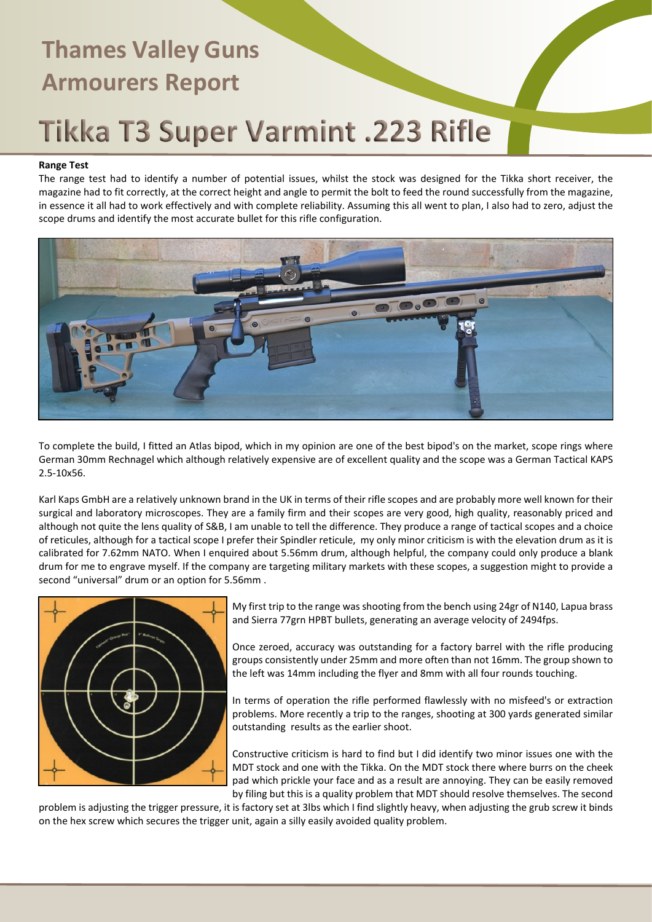# Thames Valley Guns Armourers Report

# Tikka T3 Super Varmint .223 Rifle

**Range Test**

The range test had to identify a number of potential issues, whilst the stock was designed for the Tikka short receiver, the magazine had to fit correctly, at the correct height and angle to permit the bolt to feed the round successfully from the magazine, in essence it all had to work effectively and with complete reliability. Assuming this all went to plan, I also had to zero, adjust the scope drums and identify the most accurate bullet for this rifle configuration.

To complete the build, I fitted an Atlas bipod, which in my opinion are one of the best bipod's on the market, scope rings where German 30mm Rechnagel which although relatively expensive are of excellent quality and the scope was a German Tactical KAPS 2.5-10x56.

Karl Kaps GmbH are a relatively unknown brand in the UK in terms of their rifle scopes and are probably more well known for their surgical and laboratory microscopes. They are a family firm and their scopes are very good, high quality, reasonably priced and although not quite the lens quality of S&B, I am unable to tell the difference. They produce a range of tactical scopes and a choice of reticules, although for a tactical scope I prefer their Spindler reticule, my only minor criticism is with the elevation drum as it is calibrated for 7.62mm NATO. When I enquired about 5.56mm drum, although helpful, the company could only produce a blank drum for me to engrave myself. If the company are targeting military markets with these scopes, a suggestion might to provide a second "universal" drum or an option for 5.56mm .

My first trip to the range was shooting from the bench using 24gr of N140, Lapua brass and Sierra 77grn HPBT bullets, generating an average velocity of 2494fps.

Once zeroed, accuracy was outstanding for a factory barrel with the rifle producing groups consistently under 25mm and more often than not 16mm. The group shown to the left was 14mm including the flyer and 8mm with all four rounds touching.

In terms of operation the rifle performed flawlessly with no misfeed's or extraction problems. More recently a trip to the ranges, shooting at 300 yards generated similar outstanding results as the earlier shoot.

Constructive criticism is hard to find but I did identify two minor issues one with the MDT stock and one with the Tikka. On the MDT stock there where burrs on the cheek pad which prickle your face and as a result are annoying. They can be easily removed by filing but this is a quality problem that MDT should resolve themselves. The second problem is adjusting the trigger pressure, it is factory set at 3lbs which I find slightly heavy, when adjusting the grub screw it binds on the hex screw which secures the trigger unit, again a silly easily avoided quality problem.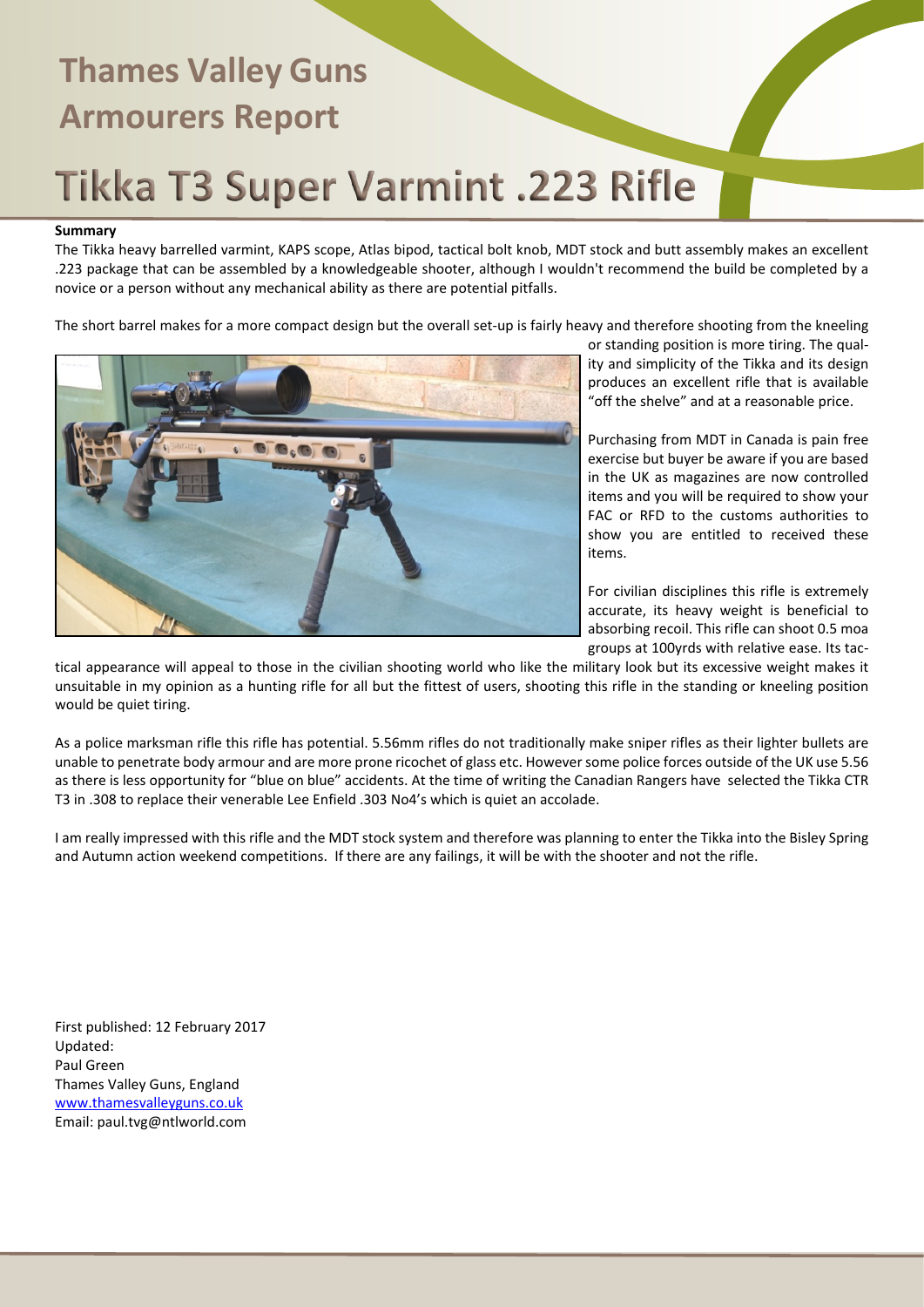# Thames Valley Guns
## Armourers Report

# Tikka T3 Super Varmint .223 Rifle

**Summary**

The Tikka heavy barrelled varmint, KAPS scope, Atlas bipod, tactical bolt knob, MDT stock and butt assembly makes an excellent .223 package that can be assembled by a knowledgeable shooter, although I wouldn't recommend the build be completed by a novice or a person without any mechanical ability as there are potential pitfalls.

The short barrel makes for a more compact design but the overall set-up is fairly heavy and therefore shooting from the kneeling or standing position is more tiring. The quality and simplicity of the Tikka and its design produces an excellent rifle that is available "off the shelve" and at a reasonable price.

Purchasing from MDT in Canada is pain free exercise but buyer be aware if you are based in the UK as magazines are now controlled items and you will be required to show your FAC or RFD to the customs authorities to show you are entitled to received these items.

For civilian disciplines this rifle is extremely accurate, its heavy weight is beneficial to absorbing recoil. This rifle can shoot 0.5 moa groups at 100yrds with relative ease. Its tactical appearance will appeal to those in the civilian shooting world who like the military look but its excessive weight makes it unsuitable in my opinion as a hunting rifle for all but the fittest of users, shooting this rifle in the standing or kneeling position would be quiet tiring.

As a police marksman rifle this rifle has potential. 5.56mm rifles do not traditionally make sniper rifles as their lighter bullets are unable to penetrate body armour and are more prone ricochet of glass etc. However some police forces outside of the UK use 5.56 as there is less opportunity for "blue on blue" accidents. At the time of writing the Canadian Rangers have selected the Tikka CTR T3 in .308 to replace their venerable Lee Enfield .303 No4's which is quiet an accolade.

I am really impressed with this rifle and the MDT stock system and therefore was planning to enter the Tikka into the Bisley Spring and Autumn action weekend competitions. If there are any failings, it will be with the shooter and not the rifle.

First published: 12 February 2017
Updated:
Paul Green
Thames Valley Guns, England
www.thamesvalleyguns.co.uk
Email: paul.tvg@ntlworld.com